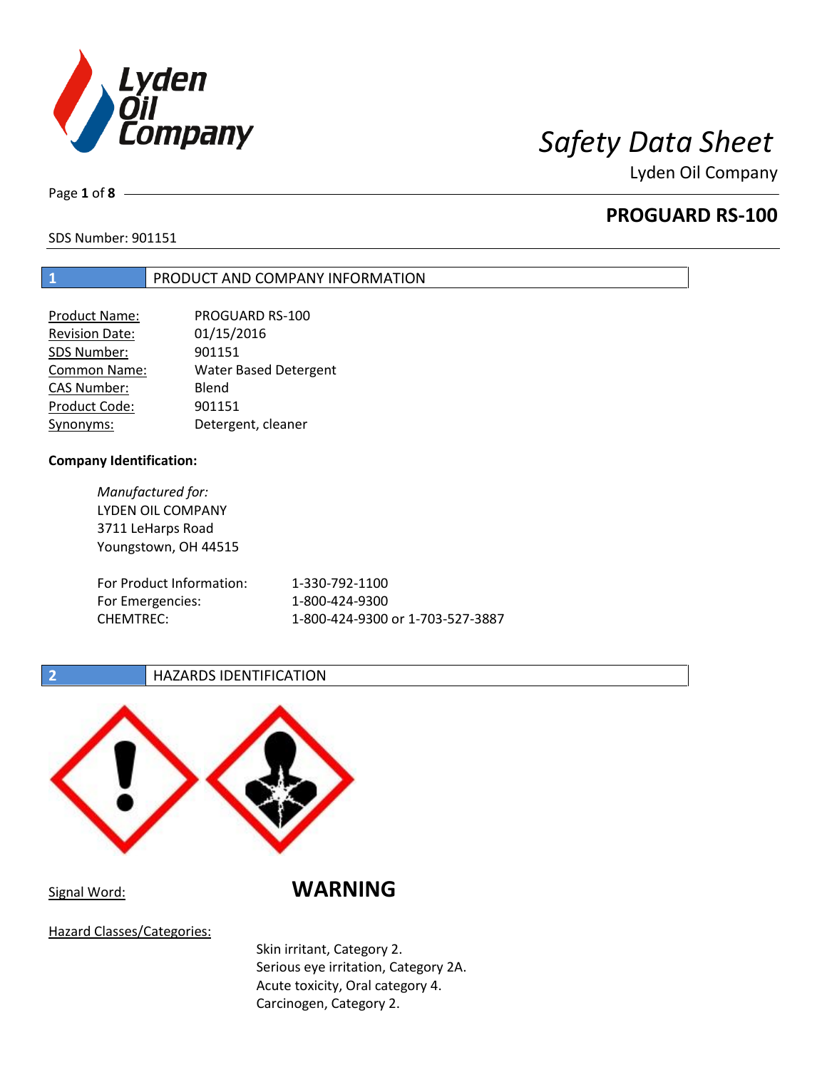# Safety Data Sheet

Lyden Oil Company

## PROGUARD RS-100

SDS Number: 901151

## 1 PRODUCT AND COMPANY INFORMATION

| | |
|---|---|
| Product Name: | PROGUARD RS-100 |
| Revision Date: | 01/15/2016 |
| SDS Number: | 901151 |
| Common Name: | Water Based Detergent |
| CAS Number: | Blend |
| Product Code: | 901151 |
| Synonyms: | Detergent, cleaner |

**Company Identification:**

*Manufactured for:*
LYDEN OIL COMPANY
3711 LeHarps Road
Youngstown, OH 44515

| | |
|---|---|
| For Product Information: | 1-330-792-1100 |
| For Emergencies: | 1-800-424-9300 |
| CHEMTREC: | 1-800-424-9300 or 1-703-527-3887 |

## 2 HAZARDS IDENTIFICATION

Signal Word: **WARNING**

Hazard Classes/Categories:

Skin irritant, Category 2.
Serious eye irritation, Category 2A.
Acute toxicity, Oral category 4.
Carcinogen, Category 2.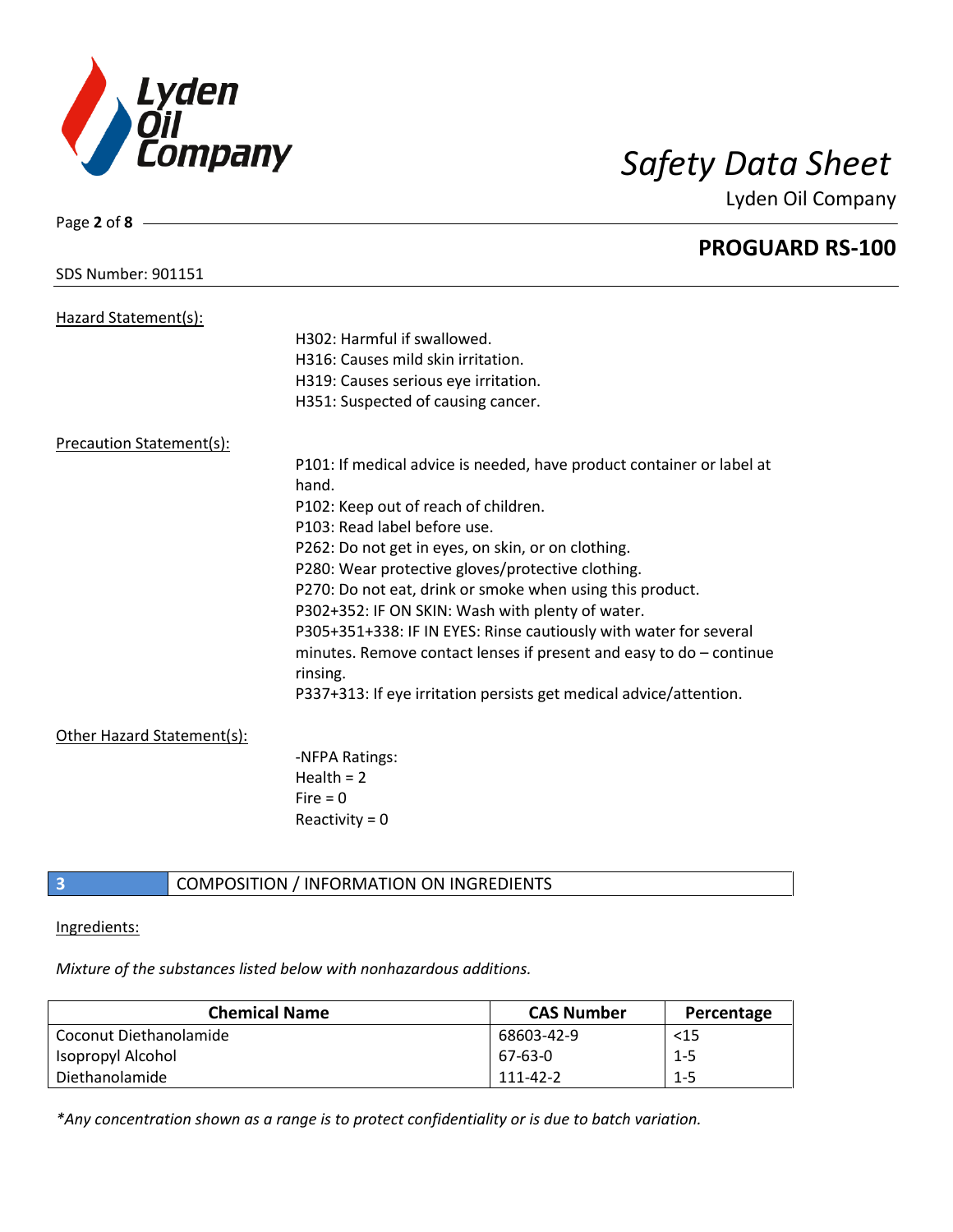## PROGUARD RS-100

SDS Number: 901151

Hazard Statement(s):

H302: Harmful if swallowed.
H316: Causes mild skin irritation.
H319: Causes serious eye irritation.
H351: Suspected of causing cancer.

Precaution Statement(s):

P101: If medical advice is needed, have product container or label at hand.
P102: Keep out of reach of children.
P103: Read label before use.
P262: Do not get in eyes, on skin, or on clothing.
P280: Wear protective gloves/protective clothing.
P270: Do not eat, drink or smoke when using this product.
P302+352: IF ON SKIN: Wash with plenty of water.
P305+351+338: IF IN EYES: Rinse cautiously with water for several minutes. Remove contact lenses if present and easy to do – continue rinsing.
P337+313: If eye irritation persists get medical advice/attention.

Other Hazard Statement(s):

-NFPA Ratings:
Health = 2
Fire = 0
Reactivity = 0

## 3 COMPOSITION / INFORMATION ON INGREDIENTS

Ingredients:

*Mixture of the substances listed below with nonhazardous additions.*

| Chemical Name | CAS Number | Percentage |
|---|---|---|
| Coconut Diethanolamide | 68603-42-9 | <15 |
| Isopropyl Alcohol | 67-63-0 | 1-5 |
| Diethanolamide | 111-42-2 | 1-5 |

*\*Any concentration shown as a range is to protect confidentiality or is due to batch variation.*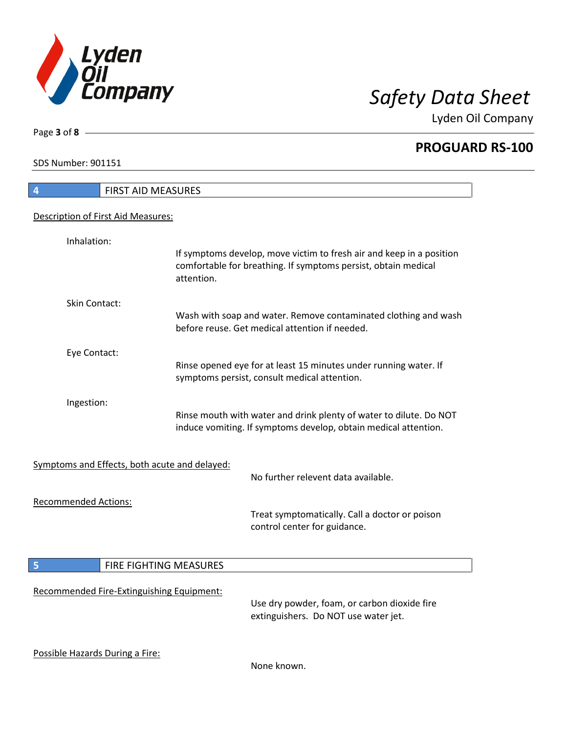## 4 FIRST AID MEASURES

Description of First Aid Measures:

Inhalation:

If symptoms develop, move victim to fresh air and keep in a position comfortable for breathing. If symptoms persist, obtain medical attention.

Skin Contact:

Wash with soap and water. Remove contaminated clothing and wash before reuse. Get medical attention if needed.

Eye Contact:

Rinse opened eye for at least 15 minutes under running water. If symptoms persist, consult medical attention.

Ingestion:

Rinse mouth with water and drink plenty of water to dilute. Do NOT induce vomiting. If symptoms develop, obtain medical attention.

Symptoms and Effects, both acute and delayed:

No further relevent data available.

Recommended Actions:

Treat symptomatically. Call a doctor or poison control center for guidance.

## 5 FIRE FIGHTING MEASURES

Recommended Fire-Extinguishing Equipment:

Use dry powder, foam, or carbon dioxide fire extinguishers. Do NOT use water jet.

Possible Hazards During a Fire:

None known.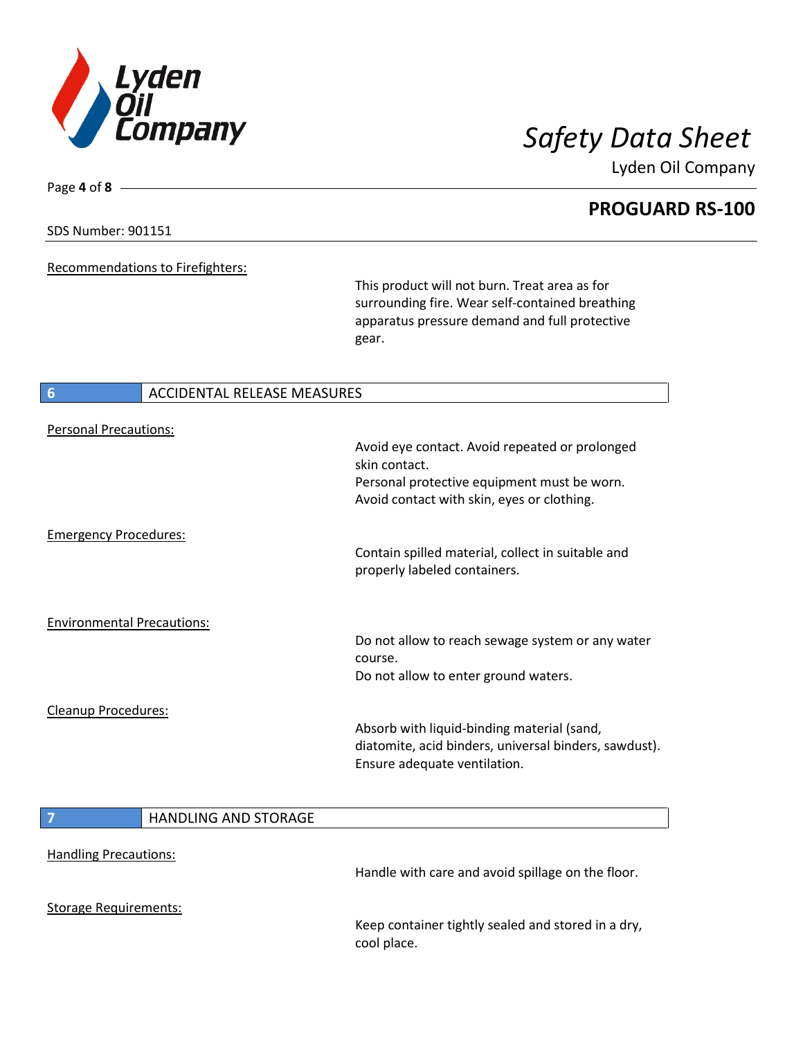Recommendations to Firefighters:

This product will not burn. Treat area as for surrounding fire. Wear self-contained breathing apparatus pressure demand and full protective gear.

## 6 ACCIDENTAL RELEASE MEASURES

Personal Precautions:

Avoid eye contact. Avoid repeated or prolonged skin contact.
Personal protective equipment must be worn.
Avoid contact with skin, eyes or clothing.

Emergency Procedures:

Contain spilled material, collect in suitable and properly labeled containers.

Environmental Precautions:

Do not allow to reach sewage system or any water course.
Do not allow to enter ground waters.

Cleanup Procedures:

Absorb with liquid-binding material (sand, diatomite, acid binders, universal binders, sawdust).
Ensure adequate ventilation.

## 7 HANDLING AND STORAGE

Handling Precautions:

Handle with care and avoid spillage on the floor.

Storage Requirements:

Keep container tightly sealed and stored in a dry, cool place.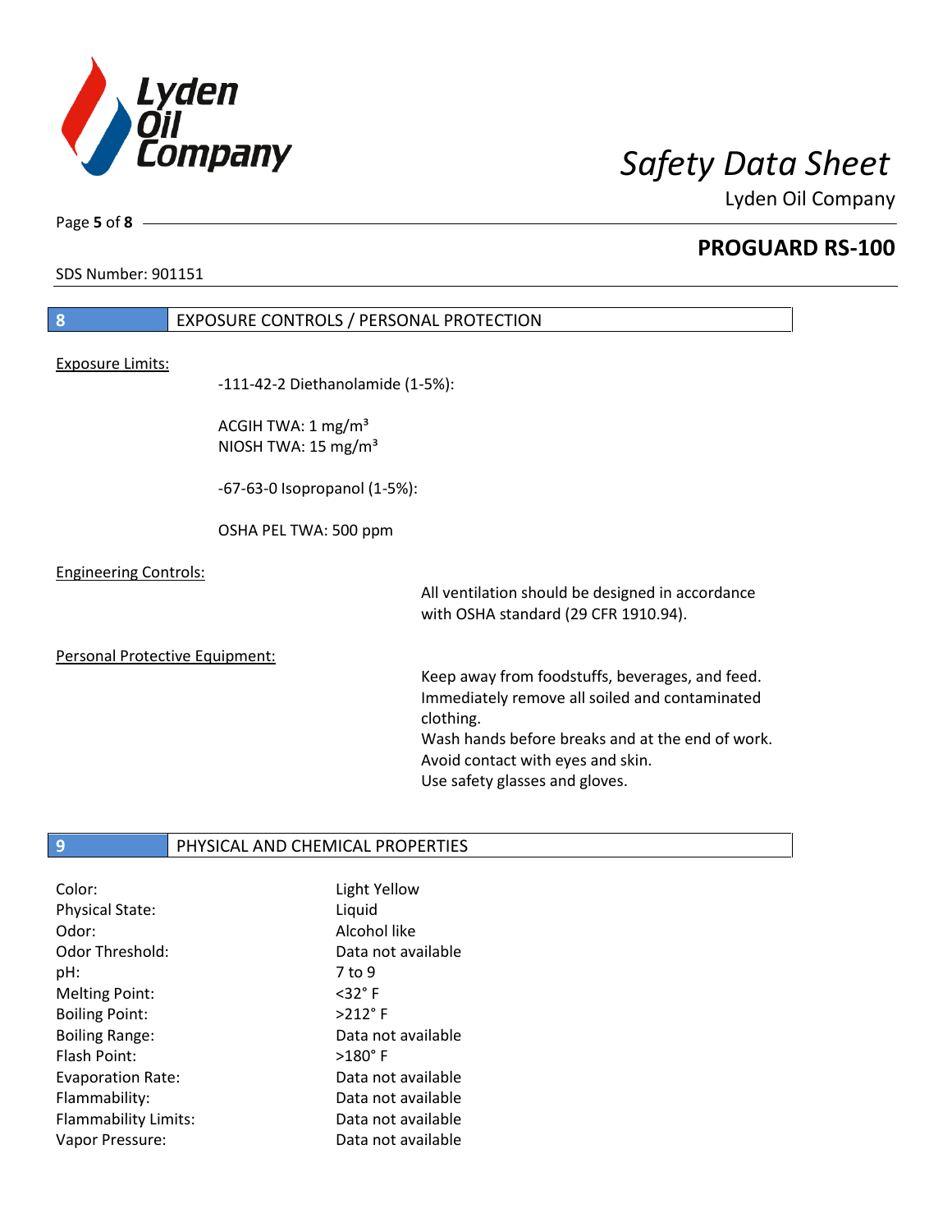## 8 EXPOSURE CONTROLS / PERSONAL PROTECTION

Exposure Limits:

-111-42-2 Diethanolamide (1-5%):

ACGIH TWA: 1 mg/m³
NIOSH TWA: 15 mg/m³

-67-63-0 Isopropanol (1-5%):

OSHA PEL TWA: 500 ppm

Engineering Controls:

All ventilation should be designed in accordance with OSHA standard (29 CFR 1910.94).

Personal Protective Equipment:

Keep away from foodstuffs, beverages, and feed.
Immediately remove all soiled and contaminated clothing.
Wash hands before breaks and at the end of work.
Avoid contact with eyes and skin.
Use safety glasses and gloves.

## 9 PHYSICAL AND CHEMICAL PROPERTIES

| | |
|---|---|
| Color: | Light Yellow |
| Physical State: | Liquid |
| Odor: | Alcohol like |
| Odor Threshold: | Data not available |
| pH: | 7 to 9 |
| Melting Point: | <32° F |
| Boiling Point: | >212° F |
| Boiling Range: | Data not available |
| Flash Point: | >180° F |
| Evaporation Rate: | Data not available |
| Flammability: | Data not available |
| Flammability Limits: | Data not available |
| Vapor Pressure: | Data not available |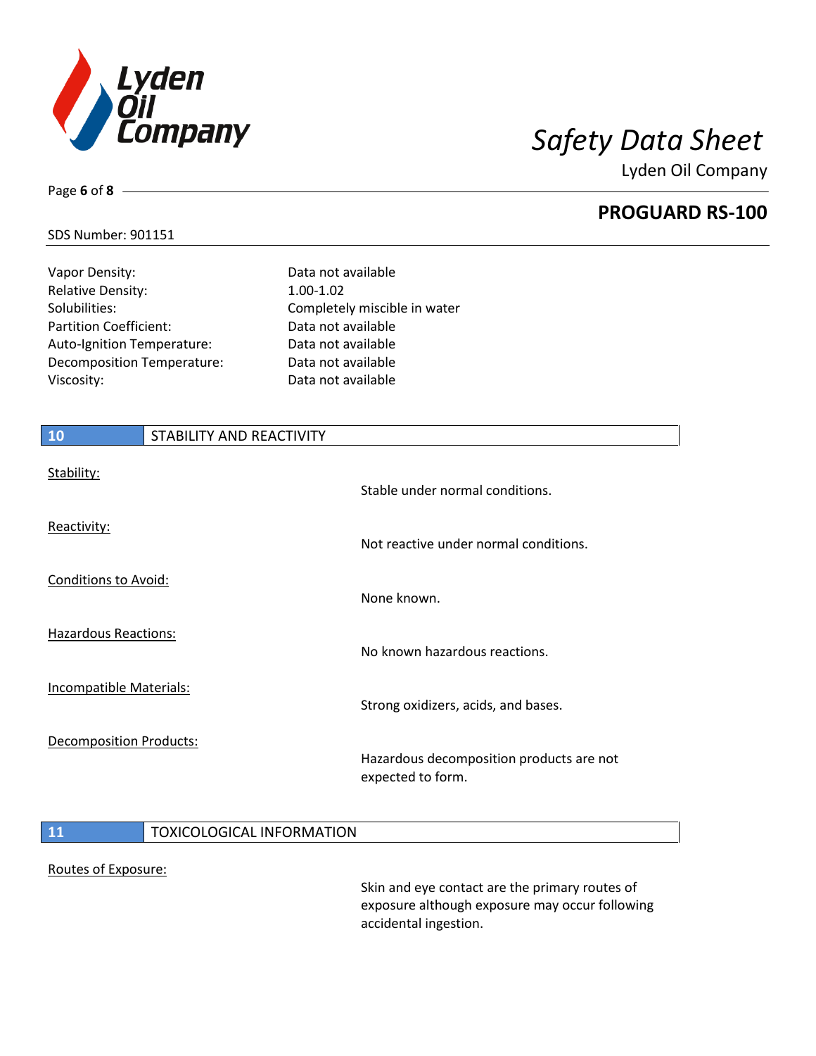| | |
|---|---|
| Vapor Density: | Data not available |
| Relative Density: | 1.00-1.02 |
| Solubilities: | Completely miscible in water |
| Partition Coefficient: | Data not available |
| Auto-Ignition Temperature: | Data not available |
| Decomposition Temperature: | Data not available |
| Viscosity: | Data not available |

## 10 STABILITY AND REACTIVITY

Stability:

Stable under normal conditions.

Reactivity:

Not reactive under normal conditions.

Conditions to Avoid:

None known.

Hazardous Reactions:

No known hazardous reactions.

Incompatible Materials:

Strong oxidizers, acids, and bases.

Decomposition Products:

Hazardous decomposition products are not expected to form.

## 11 TOXICOLOGICAL INFORMATION

Routes of Exposure:

Skin and eye contact are the primary routes of exposure although exposure may occur following accidental ingestion.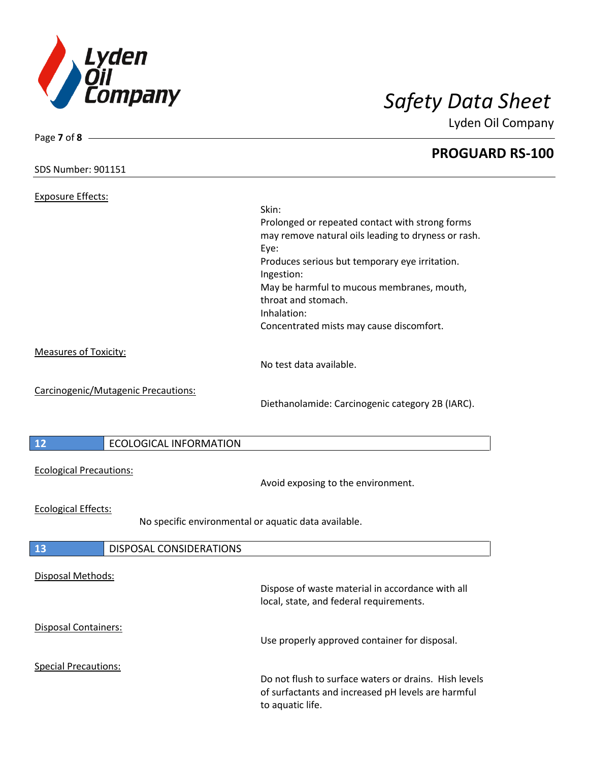Exposure Effects:

Skin:
Prolonged or repeated contact with strong forms may remove natural oils leading to dryness or rash.
Eye:
Produces serious but temporary eye irritation.
Ingestion:
May be harmful to mucous membranes, mouth, throat and stomach.
Inhalation:
Concentrated mists may cause discomfort.

Measures of Toxicity:

No test data available.

Carcinogenic/Mutagenic Precautions:

Diethanolamide: Carcinogenic category 2B (IARC).

## 12 ECOLOGICAL INFORMATION

Ecological Precautions:

Avoid exposing to the environment.

Ecological Effects:

No specific environmental or aquatic data available.

## 13 DISPOSAL CONSIDERATIONS

Disposal Methods:

Dispose of waste material in accordance with all local, state, and federal requirements.

Disposal Containers:

Use properly approved container for disposal.

Special Precautions:

Do not flush to surface waters or drains. Hish levels of surfactants and increased pH levels are harmful to aquatic life.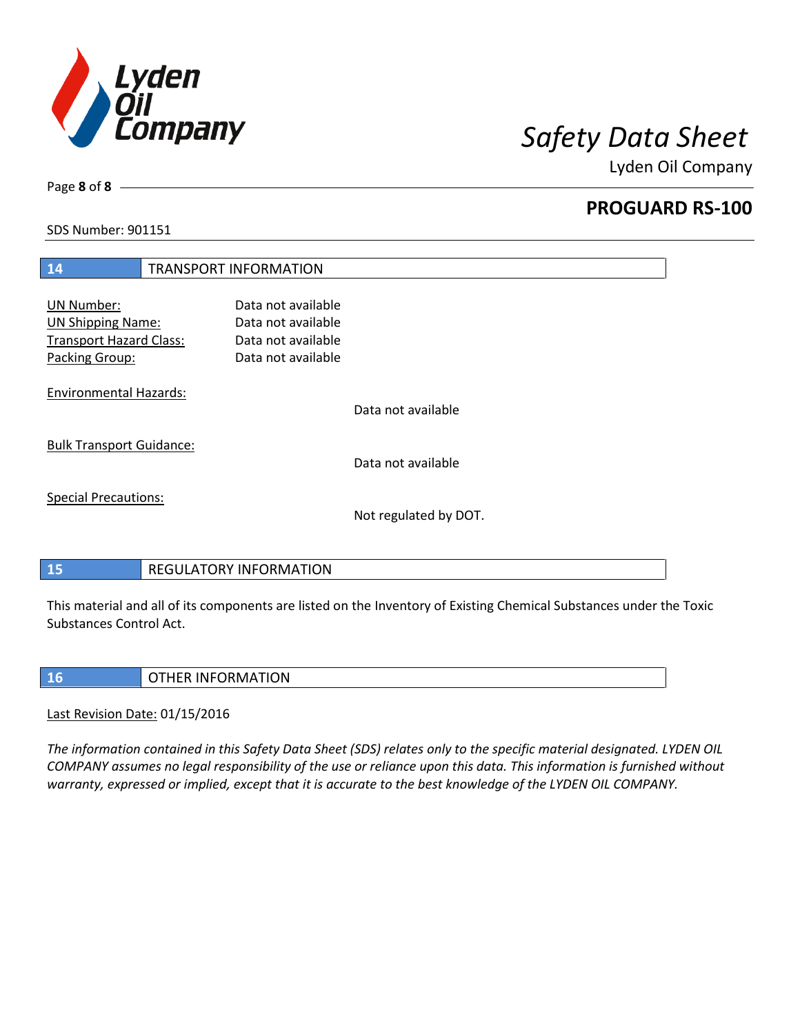## 14 TRANSPORT INFORMATION

| | |
|---|---|
| UN Number: | Data not available |
| UN Shipping Name: | Data not available |
| Transport Hazard Class: | Data not available |
| Packing Group: | Data not available |

Environmental Hazards:

Data not available

Bulk Transport Guidance:

Data not available

Special Precautions:

Not regulated by DOT.

## 15 REGULATORY INFORMATION

This material and all of its components are listed on the Inventory of Existing Chemical Substances under the Toxic Substances Control Act.

## 16 OTHER INFORMATION

Last Revision Date: 01/15/2016

*The information contained in this Safety Data Sheet (SDS) relates only to the specific material designated. LYDEN OIL COMPANY assumes no legal responsibility of the use or reliance upon this data. This information is furnished without warranty, expressed or implied, except that it is accurate to the best knowledge of the LYDEN OIL COMPANY.*